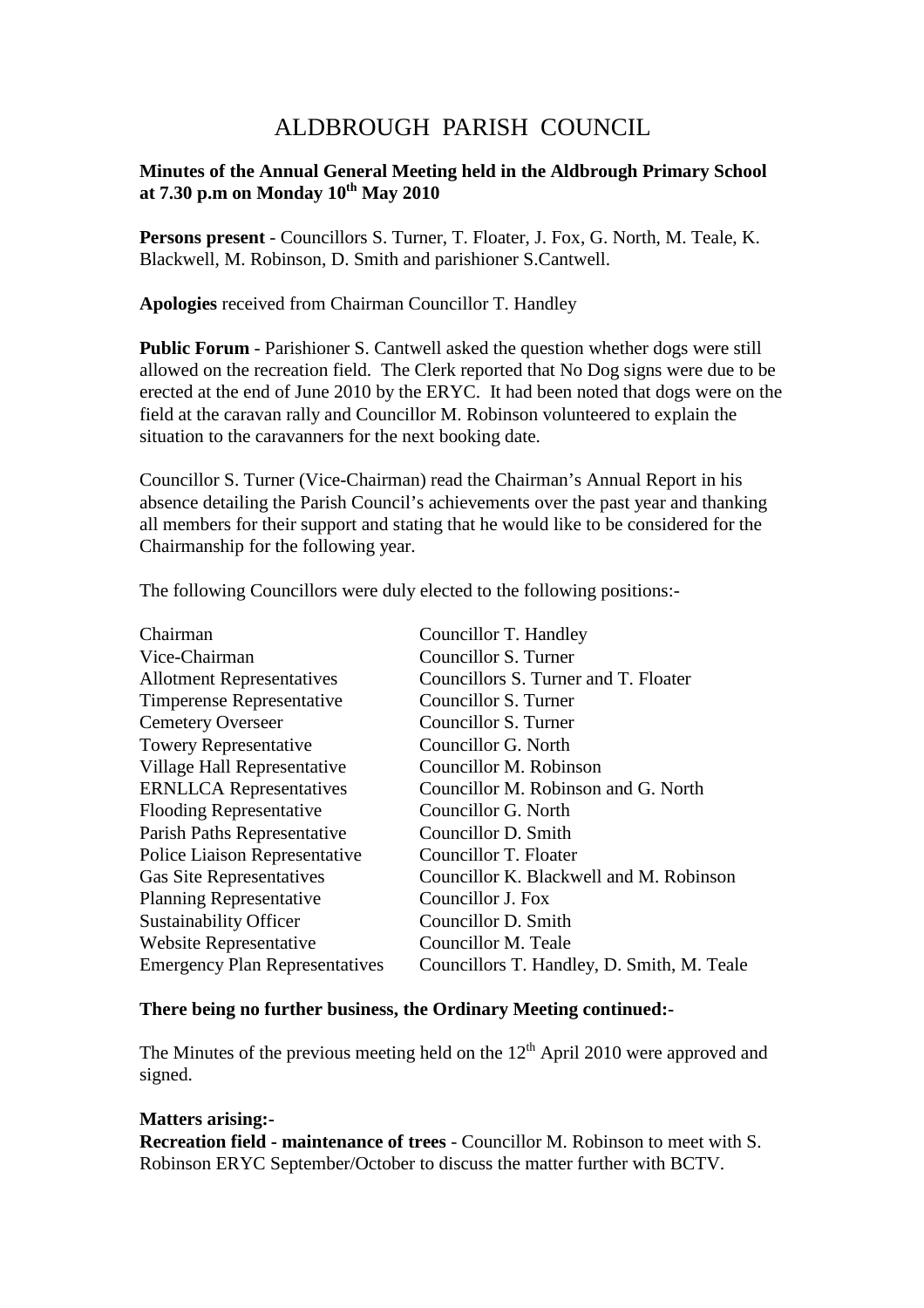# ALDBROUGH PARISH COUNCIL

**Minutes of the Annual General Meeting held in the Aldbrough Primary School at 7.30 p.m on Monday 10th May 2010**

**Persons present** - Councillors S. Turner, T. Floater, J. Fox, G. North, M. Teale, K. Blackwell, M. Robinson, D. Smith and parishioner S.Cantwell.

**Apologies** received from Chairman Councillor T. Handley

**Public Forum** - Parishioner S. Cantwell asked the question whether dogs were still allowed on the recreation field. The Clerk reported that No Dog signs were due to be erected at the end of June 2010 by the ERYC. It had been noted that dogs were on the field at the caravan rally and Councillor M. Robinson volunteered to explain the situation to the caravanners for the next booking date.

Councillor S. Turner (Vice-Chairman) read the Chairman's Annual Report in his absence detailing the Parish Council's achievements over the past year and thanking all members for their support and stating that he would like to be considered for the Chairmanship for the following year.

The following Councillors were duly elected to the following positions:-

| | |
|---|---|
| Chairman | Councillor T. Handley |
| Vice-Chairman | Councillor S. Turner |
| Allotment Representatives | Councillors S. Turner and T. Floater |
| Timperense Representative | Councillor S. Turner |
| Cemetery Overseer | Councillor S. Turner |
| Towery Representative | Councillor G. North |
| Village Hall Representative | Councillor M. Robinson |
| ERNLLCA Representatives | Councillor M. Robinson and G. North |
| Flooding Representative | Councillor G. North |
| Parish Paths Representative | Councillor D. Smith |
| Police Liaison Representative | Councillor T. Floater |
| Gas Site Representatives | Councillor K. Blackwell and M. Robinson |
| Planning Representative | Councillor J. Fox |
| Sustainability Officer | Councillor D. Smith |
| Website Representative | Councillor M. Teale |
| Emergency Plan Representatives | Councillors T. Handley, D. Smith, M. Teale |

**There being no further business, the Ordinary Meeting continued:-**

The Minutes of the previous meeting held on the 12th April 2010 were approved and signed.

**Matters arising:-**

**Recreation field - maintenance of trees** - Councillor M. Robinson to meet with S. Robinson ERYC September/October to discuss the matter further with BCTV.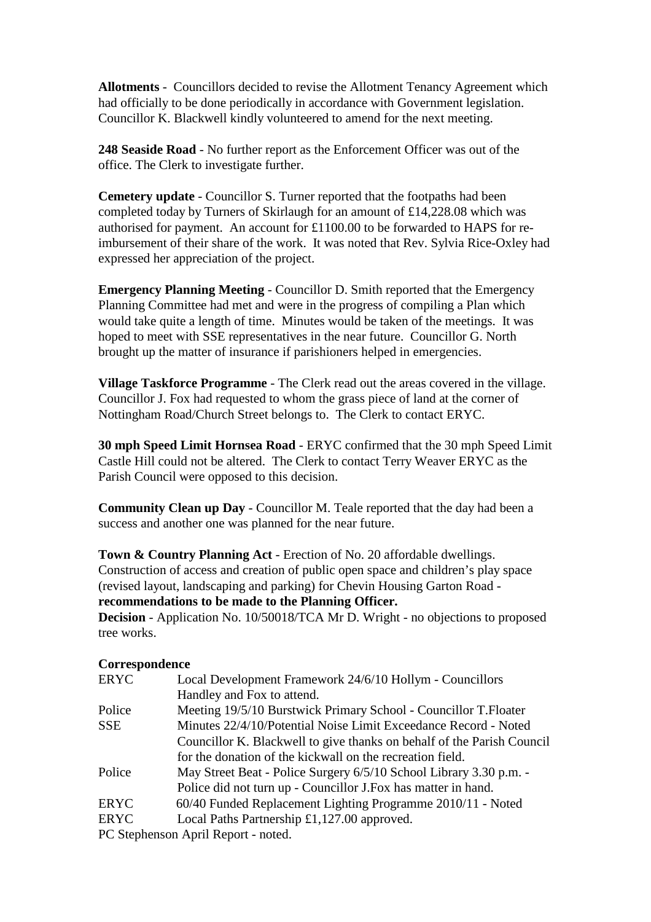**Allotments** - Councillors decided to revise the Allotment Tenancy Agreement which had officially to be done periodically in accordance with Government legislation. Councillor K. Blackwell kindly volunteered to amend for the next meeting.

**248 Seaside Road** - No further report as the Enforcement Officer was out of the office. The Clerk to investigate further.

**Cemetery update** - Councillor S. Turner reported that the footpaths had been completed today by Turners of Skirlaugh for an amount of £14,228.08 which was authorised for payment. An account for £1100.00 to be forwarded to HAPS for re-imbursement of their share of the work. It was noted that Rev. Sylvia Rice-Oxley had expressed her appreciation of the project.

**Emergency Planning Meeting** - Councillor D. Smith reported that the Emergency Planning Committee had met and were in the progress of compiling a Plan which would take quite a length of time. Minutes would be taken of the meetings. It was hoped to meet with SSE representatives in the near future. Councillor G. North brought up the matter of insurance if parishioners helped in emergencies.

**Village Taskforce Programme** - The Clerk read out the areas covered in the village. Councillor J. Fox had requested to whom the grass piece of land at the corner of Nottingham Road/Church Street belongs to. The Clerk to contact ERYC.

**30 mph Speed Limit Hornsea Road** - ERYC confirmed that the 30 mph Speed Limit Castle Hill could not be altered. The Clerk to contact Terry Weaver ERYC as the Parish Council were opposed to this decision.

**Community Clean up Day** - Councillor M. Teale reported that the day had been a success and another one was planned for the near future.

**Town & Country Planning Act** - Erection of No. 20 affordable dwellings. Construction of access and creation of public open space and children's play space (revised layout, landscaping and parking) for Chevin Housing Garton Road - **recommendations to be made to the Planning Officer.**
**Decision** - Application No. 10/50018/TCA Mr D. Wright - no objections to proposed tree works.

**Correspondence**

| | |
|---|---|
| ERYC | Local Development Framework 24/6/10 Hollym - Councillors Handley and Fox to attend. |
| Police | Meeting 19/5/10 Burstwick Primary School - Councillor T.Floater |
| SSE | Minutes 22/4/10/Potential Noise Limit Exceedance Record - Noted Councillor K. Blackwell to give thanks on behalf of the Parish Council for the donation of the kickwall on the recreation field. |
| Police | May Street Beat - Police Surgery 6/5/10 School Library 3.30 p.m. - Police did not turn up - Councillor J.Fox has matter in hand. |
| ERYC | 60/40 Funded Replacement Lighting Programme 2010/11 - Noted |
| ERYC | Local Paths Partnership £1,127.00 approved. |

PC Stephenson April Report - noted.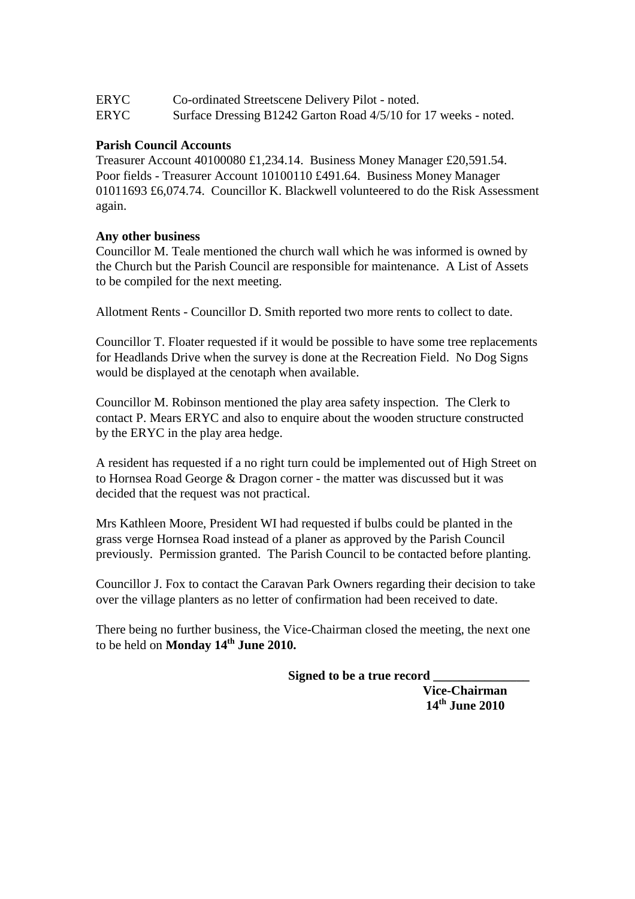ERYC Co-ordinated Streetscene Delivery Pilot - noted.
ERYC Surface Dressing B1242 Garton Road 4/5/10 for 17 weeks - noted.

**Parish Council Accounts**
Treasurer Account 40100080 £1,234.14. Business Money Manager £20,591.54. Poor fields - Treasurer Account 10100110 £491.64. Business Money Manager 01011693 £6,074.74. Councillor K. Blackwell volunteered to do the Risk Assessment again.

**Any other business**
Councillor M. Teale mentioned the church wall which he was informed is owned by the Church but the Parish Council are responsible for maintenance. A List of Assets to be compiled for the next meeting.

Allotment Rents - Councillor D. Smith reported two more rents to collect to date.

Councillor T. Floater requested if it would be possible to have some tree replacements for Headlands Drive when the survey is done at the Recreation Field. No Dog Signs would be displayed at the cenotaph when available.

Councillor M. Robinson mentioned the play area safety inspection. The Clerk to contact P. Mears ERYC and also to enquire about the wooden structure constructed by the ERYC in the play area hedge.

A resident has requested if a no right turn could be implemented out of High Street on to Hornsea Road George & Dragon corner - the matter was discussed but it was decided that the request was not practical.

Mrs Kathleen Moore, President WI had requested if bulbs could be planted in the grass verge Hornsea Road instead of a planer as approved by the Parish Council previously. Permission granted. The Parish Council to be contacted before planting.

Councillor J. Fox to contact the Caravan Park Owners regarding their decision to take over the village planters as no letter of confirmation had been received to date.

There being no further business, the Vice-Chairman closed the meeting, the next one to be held on **Monday 14th June 2010.**

**Signed to be a true record _______________**
**Vice-Chairman**
**14th June 2010**